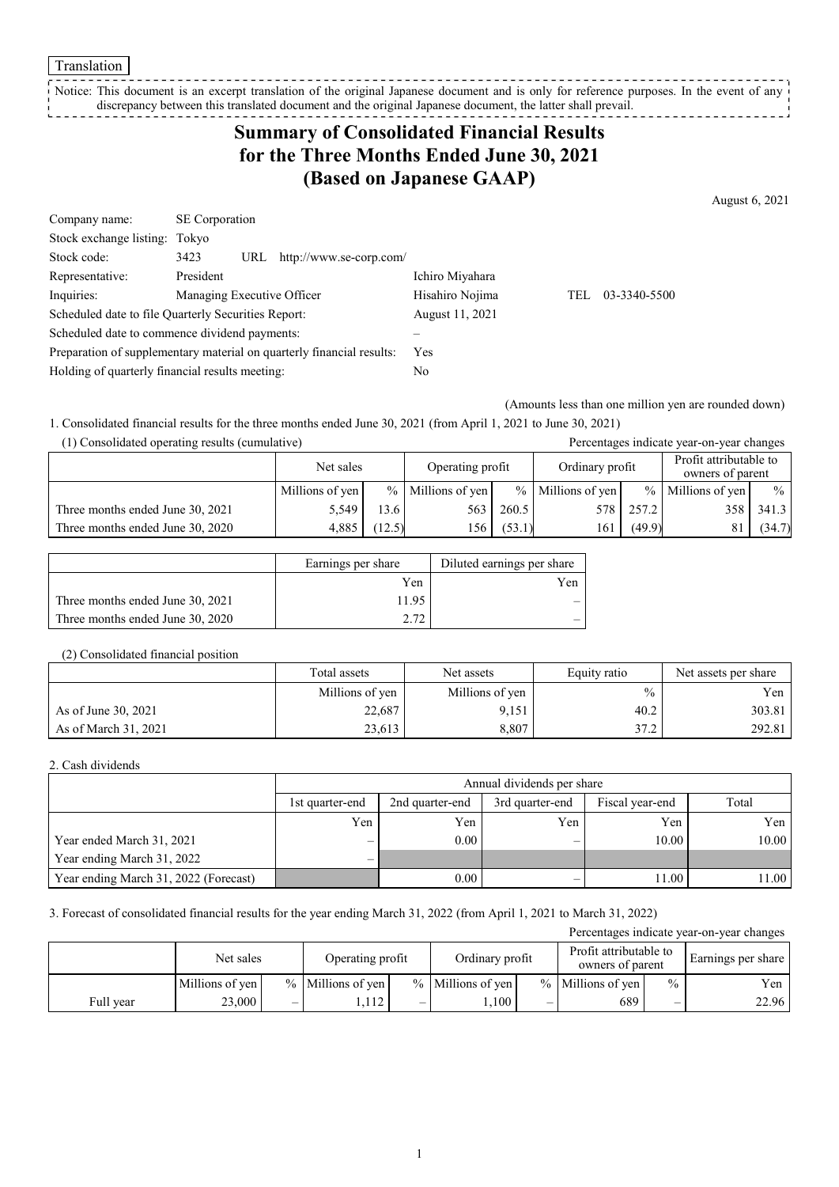Translation

Notice: This document is an excerpt translation of the original Japanese document and is only for reference purposes. In the event of any discrepancy between this translated document and the original Japanese document, the latter shall prevail.

# Summary of Consolidated Financial Results for the Three Months Ended June 30, 2021 (Based on Japanese GAAP)

August 6, 2021

| | | | |
|---|---|---|---|
| Company name: | SE Corporation | | |
| Stock exchange listing: | Tokyo | | |
| Stock code: | 3423 URL http://www.se-corp.com/ | | |
| Representative: | President | Ichiro Miyahara | |
| Inquiries: | Managing Executive Officer | Hisahiro Nojima | TEL 03-3340-5500 |
| Scheduled date to file Quarterly Securities Report: | | August 11, 2021 | |
| Scheduled date to commence dividend payments: | | – | |
| Preparation of supplementary material on quarterly financial results: | | Yes | |
| Holding of quarterly financial results meeting: | | No | |

(Amounts less than one million yen are rounded down)

1. Consolidated financial results for the three months ended June 30, 2021 (from April 1, 2021 to June 30, 2021)

(1) Consolidated operating results (cumulative)

Percentages indicate year-on-year changes

| | Net sales | | Operating profit | | Ordinary profit | | Profit attributable to owners of parent | |
|---|---|---|---|---|---|---|---|---|
| | Millions of yen | % | Millions of yen | % | Millions of yen | % | Millions of yen | % |
| Three months ended June 30, 2021 | 5,549 | 13.6 | 563 | 260.5 | 578 | 257.2 | 358 | 341.3 |
| Three months ended June 30, 2020 | 4,885 | (12.5) | 156 | (53.1) | 161 | (49.9) | 81 | (34.7) |

| | Earnings per share | Diluted earnings per share |
|---|---|---|
| | Yen | Yen |
| Three months ended June 30, 2021 | 11.95 | – |
| Three months ended June 30, 2020 | 2.72 | – |

(2) Consolidated financial position

| | Total assets | Net assets | Equity ratio | Net assets per share |
|---|---|---|---|---|
| | Millions of yen | Millions of yen | % | Yen |
| As of June 30, 2021 | 22,687 | 9,151 | 40.2 | 303.81 |
| As of March 31, 2021 | 23,613 | 8,807 | 37.2 | 292.81 |

2. Cash dividends

| | Annual dividends per share | | | | |
|---|---|---|---|---|---|
| | 1st quarter-end | 2nd quarter-end | 3rd quarter-end | Fiscal year-end | Total |
| | Yen | Yen | Yen | Yen | Yen |
| Year ended March 31, 2021 | – | 0.00 | – | 10.00 | 10.00 |
| Year ending March 31, 2022 | – | | | | |
| Year ending March 31, 2022 (Forecast) | | 0.00 | – | 11.00 | 11.00 |

3. Forecast of consolidated financial results for the year ending March 31, 2022 (from April 1, 2021 to March 31, 2022)

Percentages indicate year-on-year changes

| | Net sales | | Operating profit | | Ordinary profit | | Profit attributable to owners of parent | | Earnings per share |
|---|---|---|---|---|---|---|---|---|---|
| | Millions of yen | % | Millions of yen | % | Millions of yen | % | Millions of yen | % | Yen |
| Full year | 23,000 | – | 1,112 | – | 1,100 | – | 689 | – | 22.96 |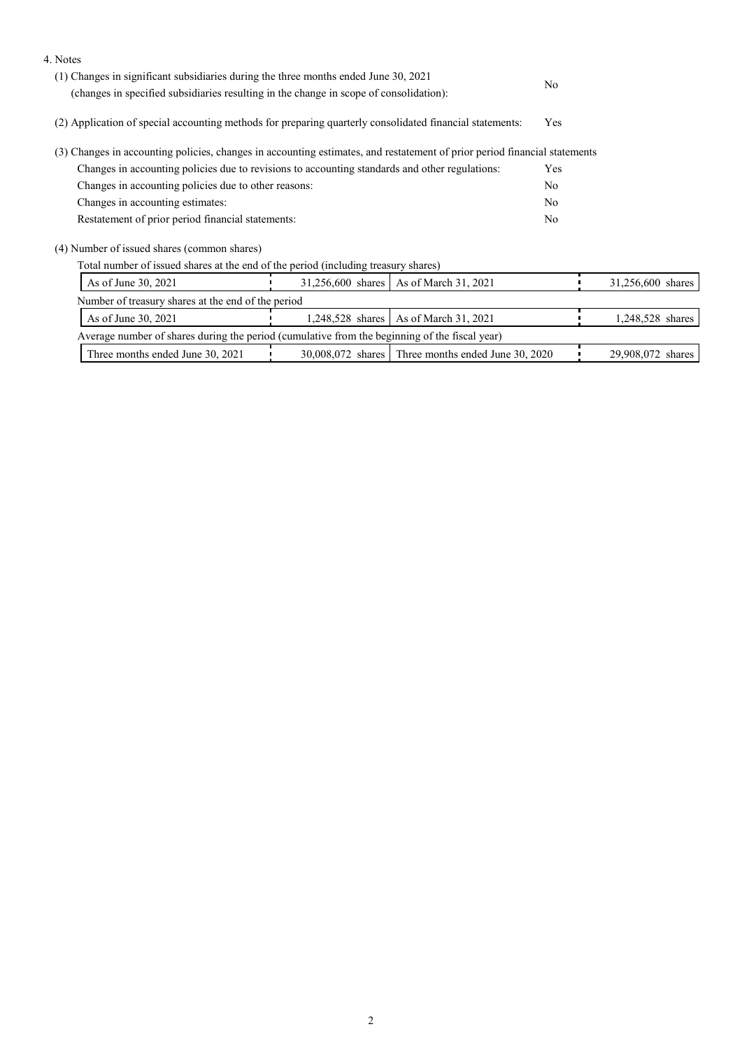4. Notes

(1) Changes in significant subsidiaries during the three months ended June 30, 2021 (changes in specified subsidiaries resulting in the change in scope of consolidation): No

(2) Application of special accounting methods for preparing quarterly consolidated financial statements: Yes

(3) Changes in accounting policies, changes in accounting estimates, and restatement of prior period financial statements

| | |
|---|---|
| Changes in accounting policies due to revisions to accounting standards and other regulations: | Yes |
| Changes in accounting policies due to other reasons: | No |
| Changes in accounting estimates: | No |
| Restatement of prior period financial statements: | No |

(4) Number of issued shares (common shares)

Total number of issued shares at the end of the period (including treasury shares)

| | | | |
|---|---|---|---|
| As of June 30, 2021 | 31,256,600 shares | As of March 31, 2021 | 31,256,600 shares |

Number of treasury shares at the end of the period

| | | | |
|---|---|---|---|
| As of June 30, 2021 | 1,248,528 shares | As of March 31, 2021 | 1,248,528 shares |

Average number of shares during the period (cumulative from the beginning of the fiscal year)

| | | | |
|---|---|---|---|
| Three months ended June 30, 2021 | 30,008,072 shares | Three months ended June 30, 2020 | 29,908,072 shares |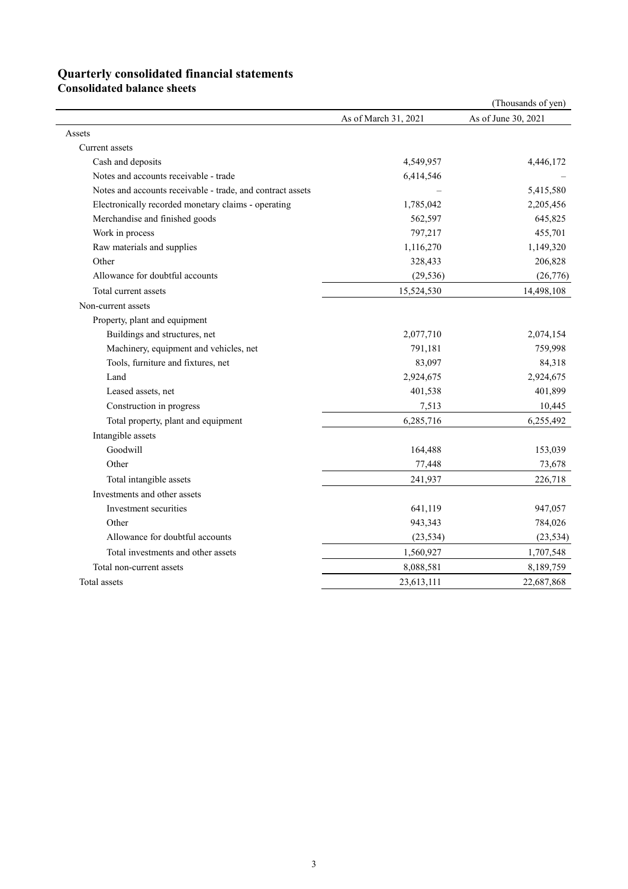# Quarterly consolidated financial statements

## Consolidated balance sheets

(Thousands of yen)

| | As of March 31, 2021 | As of June 30, 2021 |
|---|---|---|
| Assets | | |
| Current assets | | |
| Cash and deposits | 4,549,957 | 4,446,172 |
| Notes and accounts receivable - trade | 6,414,546 | – |
| Notes and accounts receivable - trade, and contract assets | – | 5,415,580 |
| Electronically recorded monetary claims - operating | 1,785,042 | 2,205,456 |
| Merchandise and finished goods | 562,597 | 645,825 |
| Work in process | 797,217 | 455,701 |
| Raw materials and supplies | 1,116,270 | 1,149,320 |
| Other | 328,433 | 206,828 |
| Allowance for doubtful accounts | (29,536) | (26,776) |
| Total current assets | 15,524,530 | 14,498,108 |
| Non-current assets | | |
| Property, plant and equipment | | |
| Buildings and structures, net | 2,077,710 | 2,074,154 |
| Machinery, equipment and vehicles, net | 791,181 | 759,998 |
| Tools, furniture and fixtures, net | 83,097 | 84,318 |
| Land | 2,924,675 | 2,924,675 |
| Leased assets, net | 401,538 | 401,899 |
| Construction in progress | 7,513 | 10,445 |
| Total property, plant and equipment | 6,285,716 | 6,255,492 |
| Intangible assets | | |
| Goodwill | 164,488 | 153,039 |
| Other | 77,448 | 73,678 |
| Total intangible assets | 241,937 | 226,718 |
| Investments and other assets | | |
| Investment securities | 641,119 | 947,057 |
| Other | 943,343 | 784,026 |
| Allowance for doubtful accounts | (23,534) | (23,534) |
| Total investments and other assets | 1,560,927 | 1,707,548 |
| Total non-current assets | 8,088,581 | 8,189,759 |
| Total assets | 23,613,111 | 22,687,868 |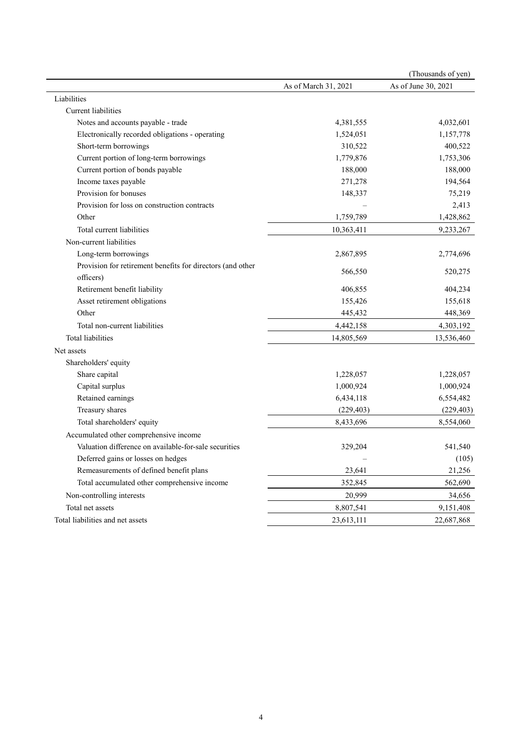(Thousands of yen)

| | As of March 31, 2021 | As of June 30, 2021 |
|---|---|---|
| Liabilities | | |
| Current liabilities | | |
| Notes and accounts payable - trade | 4,381,555 | 4,032,601 |
| Electronically recorded obligations - operating | 1,524,051 | 1,157,778 |
| Short-term borrowings | 310,522 | 400,522 |
| Current portion of long-term borrowings | 1,779,876 | 1,753,306 |
| Current portion of bonds payable | 188,000 | 188,000 |
| Income taxes payable | 271,278 | 194,564 |
| Provision for bonuses | 148,337 | 75,219 |
| Provision for loss on construction contracts | – | 2,413 |
| Other | 1,759,789 | 1,428,862 |
| Total current liabilities | 10,363,411 | 9,233,267 |
| Non-current liabilities | | |
| Long-term borrowings | 2,867,895 | 2,774,696 |
| Provision for retirement benefits for directors (and other officers) | 566,550 | 520,275 |
| Retirement benefit liability | 406,855 | 404,234 |
| Asset retirement obligations | 155,426 | 155,618 |
| Other | 445,432 | 448,369 |
| Total non-current liabilities | 4,442,158 | 4,303,192 |
| Total liabilities | 14,805,569 | 13,536,460 |
| Net assets | | |
| Shareholders' equity | | |
| Share capital | 1,228,057 | 1,228,057 |
| Capital surplus | 1,000,924 | 1,000,924 |
| Retained earnings | 6,434,118 | 6,554,482 |
| Treasury shares | (229,403) | (229,403) |
| Total shareholders' equity | 8,433,696 | 8,554,060 |
| Accumulated other comprehensive income | | |
| Valuation difference on available-for-sale securities | 329,204 | 541,540 |
| Deferred gains or losses on hedges | – | (105) |
| Remeasurements of defined benefit plans | 23,641 | 21,256 |
| Total accumulated other comprehensive income | 352,845 | 562,690 |
| Non-controlling interests | 20,999 | 34,656 |
| Total net assets | 8,807,541 | 9,151,408 |
| Total liabilities and net assets | 23,613,111 | 22,687,868 |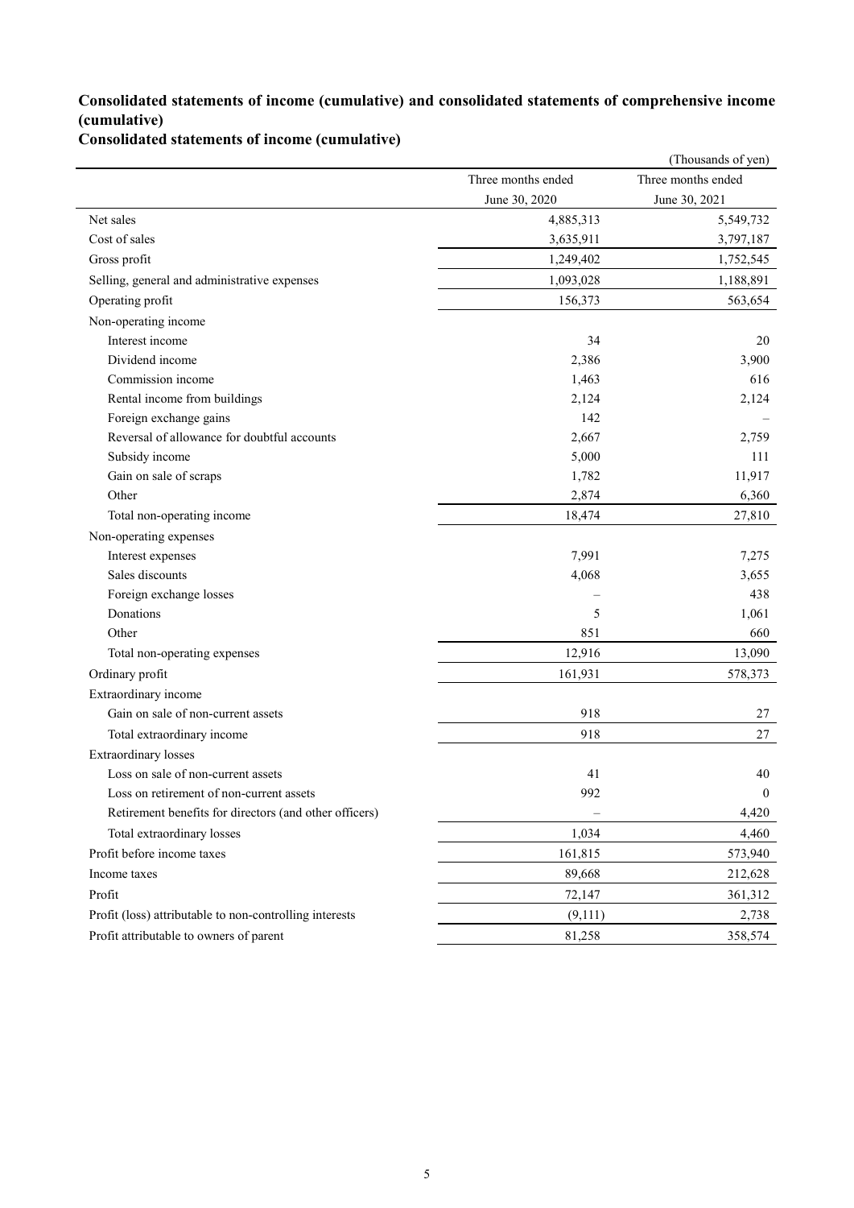## Consolidated statements of income (cumulative) and consolidated statements of comprehensive income (cumulative)

### Consolidated statements of income (cumulative)

(Thousands of yen)

| | Three months ended June 30, 2020 | Three months ended June 30, 2021 |
|---|---|---|
| Net sales | 4,885,313 | 5,549,732 |
| Cost of sales | 3,635,911 | 3,797,187 |
| Gross profit | 1,249,402 | 1,752,545 |
| Selling, general and administrative expenses | 1,093,028 | 1,188,891 |
| Operating profit | 156,373 | 563,654 |
| Non-operating income | | |
| Interest income | 34 | 20 |
| Dividend income | 2,386 | 3,900 |
| Commission income | 1,463 | 616 |
| Rental income from buildings | 2,124 | 2,124 |
| Foreign exchange gains | 142 | – |
| Reversal of allowance for doubtful accounts | 2,667 | 2,759 |
| Subsidy income | 5,000 | 111 |
| Gain on sale of scraps | 1,782 | 11,917 |
| Other | 2,874 | 6,360 |
| Total non-operating income | 18,474 | 27,810 |
| Non-operating expenses | | |
| Interest expenses | 7,991 | 7,275 |
| Sales discounts | 4,068 | 3,655 |
| Foreign exchange losses | – | 438 |
| Donations | 5 | 1,061 |
| Other | 851 | 660 |
| Total non-operating expenses | 12,916 | 13,090 |
| Ordinary profit | 161,931 | 578,373 |
| Extraordinary income | | |
| Gain on sale of non-current assets | 918 | 27 |
| Total extraordinary income | 918 | 27 |
| Extraordinary losses | | |
| Loss on sale of non-current assets | 41 | 40 |
| Loss on retirement of non-current assets | 992 | 0 |
| Retirement benefits for directors (and other officers) | – | 4,420 |
| Total extraordinary losses | 1,034 | 4,460 |
| Profit before income taxes | 161,815 | 573,940 |
| Income taxes | 89,668 | 212,628 |
| Profit | 72,147 | 361,312 |
| Profit (loss) attributable to non-controlling interests | (9,111) | 2,738 |
| Profit attributable to owners of parent | 81,258 | 358,574 |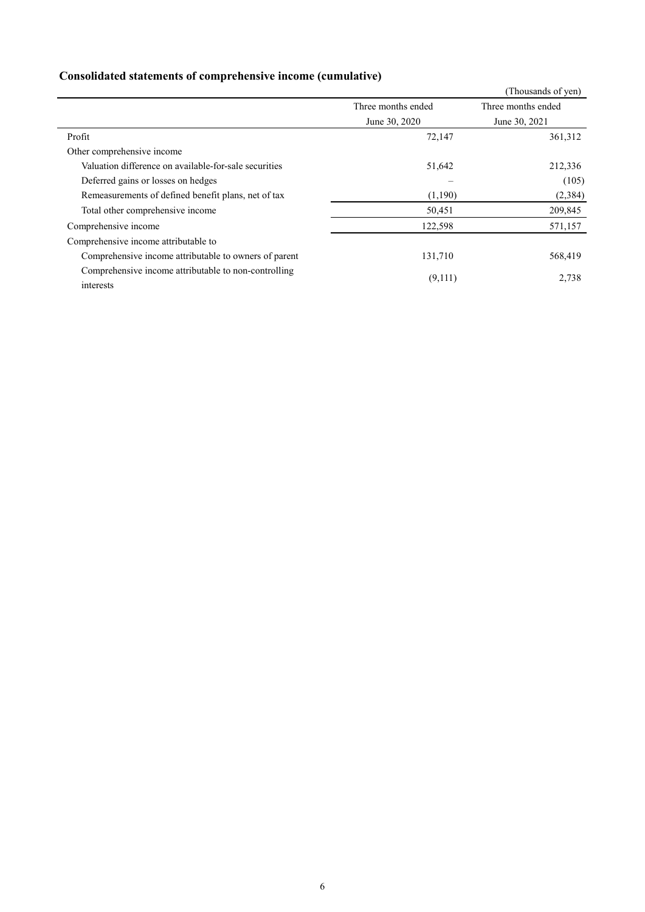## Consolidated statements of comprehensive income (cumulative)

(Thousands of yen)

| | Three months ended June 30, 2020 | Three months ended June 30, 2021 |
|---|---|---|
| Profit | 72,147 | 361,312 |
| Other comprehensive income | | |
| Valuation difference on available-for-sale securities | 51,642 | 212,336 |
| Deferred gains or losses on hedges | – | (105) |
| Remeasurements of defined benefit plans, net of tax | (1,190) | (2,384) |
| Total other comprehensive income | 50,451 | 209,845 |
| Comprehensive income | 122,598 | 571,157 |
| Comprehensive income attributable to | | |
| Comprehensive income attributable to owners of parent | 131,710 | 568,419 |
| Comprehensive income attributable to non-controlling interests | (9,111) | 2,738 |